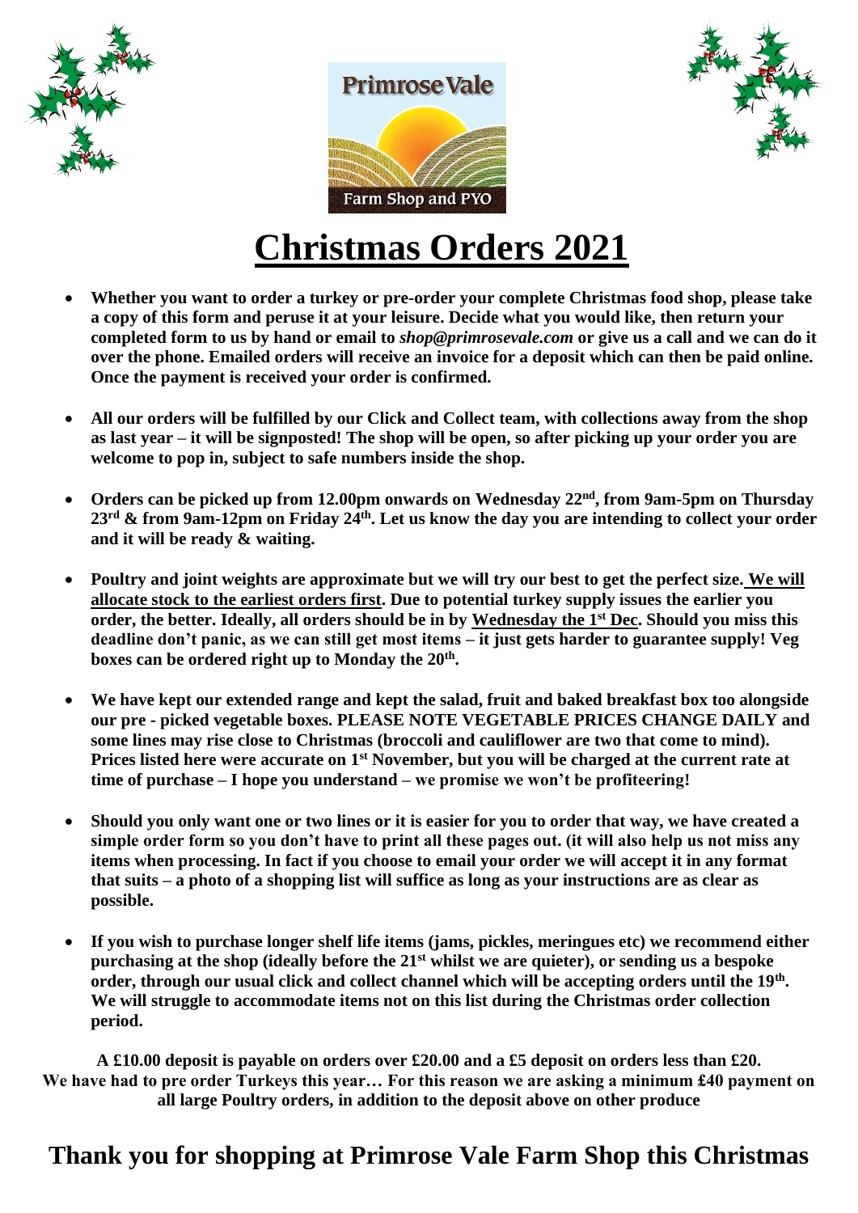Primrose Vale

Farm Shop and PYO

# Christmas Orders 2021

- **Whether you want to order a turkey or pre-order your complete Christmas food shop, please take a copy of this form and peruse it at your leisure. Decide what you would like, then return your completed form to us by hand or email to *shop@primrosevale.com* or give us a call and we can do it over the phone. Emailed orders will receive an invoice for a deposit which can then be paid online. Once the payment is received your order is confirmed.**

- **All our orders will be fulfilled by our Click and Collect team, with collections away from the shop as last year – it will be signposted! The shop will be open, so after picking up your order you are welcome to pop in, subject to safe numbers inside the shop.**

- **Orders can be picked up from 12.00pm onwards on Wednesday 22nd, from 9am-5pm on Thursday 23rd & from 9am-12pm on Friday 24th. Let us know the day you are intending to collect your order and it will be ready & waiting.**

- **Poultry and joint weights are approximate but we will try our best to get the perfect size. <u>We will allocate stock to the earliest orders first</u>. Due to potential turkey supply issues the earlier you order, the better. Ideally, all orders should be in by <u>Wednesday the 1st Dec</u>. Should you miss this deadline don't panic, as we can still get most items – it just gets harder to guarantee supply! Veg boxes can be ordered right up to Monday the 20th.**

- **We have kept our extended range and kept the salad, fruit and baked breakfast box too alongside our pre - picked vegetable boxes. PLEASE NOTE VEGETABLE PRICES CHANGE DAILY and some lines may rise close to Christmas (broccoli and cauliflower are two that come to mind). Prices listed here were accurate on 1st November, but you will be charged at the current rate at time of purchase – I hope you understand – we promise we won't be profiteering!**

- **Should you only want one or two lines or it is easier for you to order that way, we have created a simple order form so you don't have to print all these pages out. (it will also help us not miss any items when processing. In fact if you choose to email your order we will accept it in any format that suits – a photo of a shopping list will suffice as long as your instructions are as clear as possible.**

- **If you wish to purchase longer shelf life items (jams, pickles, meringues etc) we recommend either purchasing at the shop (ideally before the 21st whilst we are quieter), or sending us a bespoke order, through our usual click and collect channel which will be accepting orders until the 19th. We will struggle to accommodate items not on this list during the Christmas order collection period.**

**A £10.00 deposit is payable on orders over £20.00 and a £5 deposit on orders less than £20.**
**We have had to pre order Turkeys this year… For this reason we are asking a minimum £40 payment on all large Poultry orders, in addition to the deposit above on other produce**

## Thank you for shopping at Primrose Vale Farm Shop this Christmas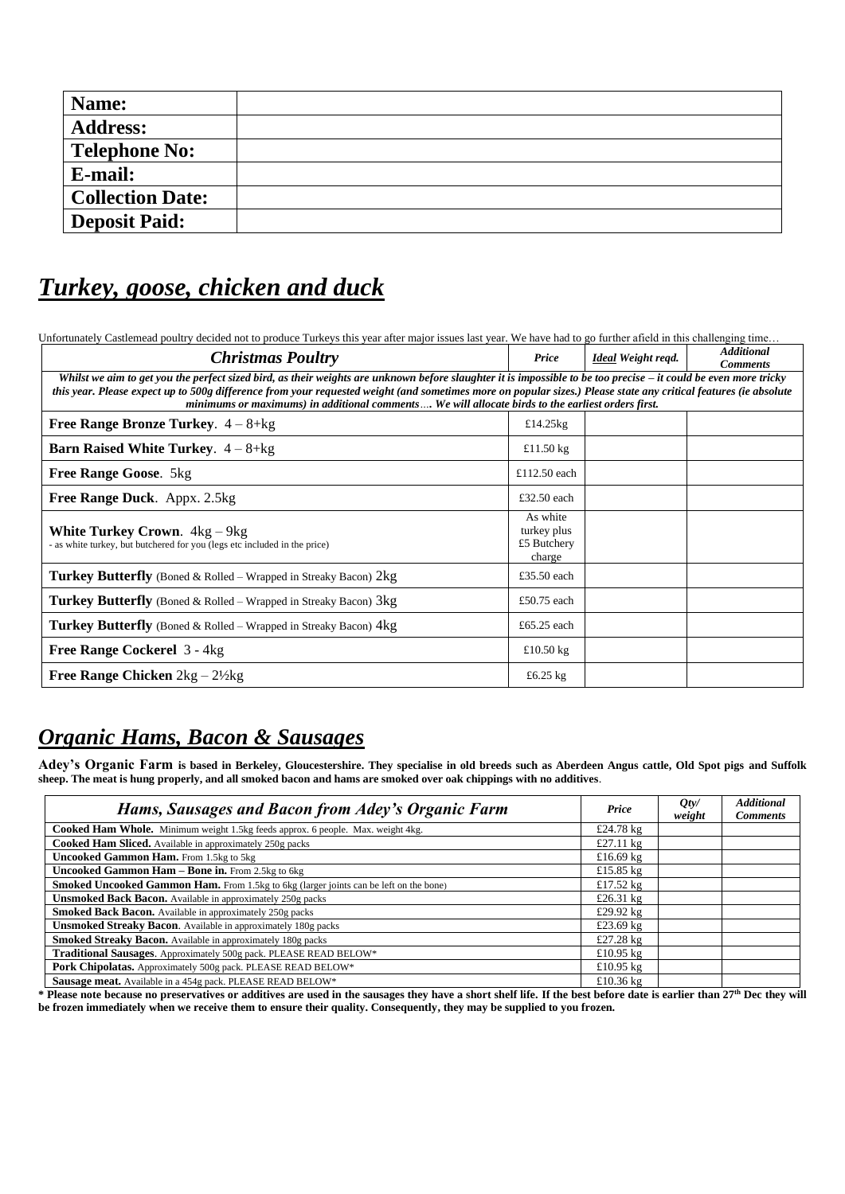| Name: | |
|---|---|
| Address: | |
| Telephone No: | |
| E-mail: | |
| Collection Date: | |
| Deposit Paid: | |

## *Turkey, goose, chicken and duck*

Unfortunately Castlemead poultry decided not to produce Turkeys this year after major issues last year. We have had to go further afield in this challenging time…

| *Christmas Poultry* | *Price* | ***Ideal** Weight reqd.* | *Additional Comments* |
|---|---|---|---|
| ***Whilst we aim to get you the perfect sized bird, as their weights are unknown before slaughter it is impossible to be too precise – it could be even more tricky this year. Please expect up to 500g difference from your requested weight (and sometimes more on popular sizes.) Please state any critical features (ie absolute minimums or maximums) in additional comments…. We will allocate birds to the earliest orders first.*** | | | |
| **Free Range Bronze Turkey**. 4 – 8+kg | £14.25kg | | |
| **Barn Raised White Turkey**. 4 – 8+kg | £11.50 kg | | |
| **Free Range Goose**. 5kg | £112.50 each | | |
| **Free Range Duck**. Appx. 2.5kg | £32.50 each | | |
| **White Turkey Crown**. 4kg – 9kg - as white turkey, but butchered for you (legs etc included in the price) | As white turkey plus £5 Butchery charge | | |
| **Turkey Butterfly** (Boned & Rolled – Wrapped in Streaky Bacon) 2kg | £35.50 each | | |
| **Turkey Butterfly** (Boned & Rolled – Wrapped in Streaky Bacon) 3kg | £50.75 each | | |
| **Turkey Butterfly** (Boned & Rolled – Wrapped in Streaky Bacon) 4kg | £65.25 each | | |
| **Free Range Cockerel** 3 - 4kg | £10.50 kg | | |
| **Free Range Chicken** 2kg – 2½kg | £6.25 kg | | |

## *Organic Hams, Bacon & Sausages*

**Adey's Organic Farm is based in Berkeley, Gloucestershire. They specialise in old breeds such as Aberdeen Angus cattle, Old Spot pigs and Suffolk sheep. The meat is hung properly, and all smoked bacon and hams are smoked over oak chippings with no additives**.

| *Hams, Sausages and Bacon from Adey's Organic Farm* | *Price* | *Qty/ weight* | *Additional Comments* |
|---|---|---|---|
| **Cooked Ham Whole.** Minimum weight 1.5kg feeds approx. 6 people. Max. weight 4kg. | £24.78 kg | | |
| **Cooked Ham Sliced.** Available in approximately 250g packs | £27.11 kg | | |
| **Uncooked Gammon Ham.** From 1.5kg to 5kg | £16.69 kg | | |
| **Uncooked Gammon Ham – Bone in.** From 2.5kg to 6kg | £15.85 kg | | |
| **Smoked Uncooked Gammon Ham.** From 1.5kg to 6kg (larger joints can be left on the bone) | £17.52 kg | | |
| **Unsmoked Back Bacon.** Available in approximately 250g packs | £26.31 kg | | |
| **Smoked Back Bacon.** Available in approximately 250g packs | £29.92 kg | | |
| **Unsmoked Streaky Bacon**. Available in approximately 180g packs | £23.69 kg | | |
| **Smoked Streaky Bacon.** Available in approximately 180g packs | £27.28 kg | | |
| **Traditional Sausages**. Approximately 500g pack. PLEASE READ BELOW* | £10.95 kg | | |
| **Pork Chipolatas.** Approximately 500g pack. PLEASE READ BELOW* | £10.95 kg | | |
| **Sausage meat.** Available in a 454g pack. PLEASE READ BELOW* | £10.36 kg | | |

**\* Please note because no preservatives or additives are used in the sausages they have a short shelf life. If the best before date is earlier than 27th Dec they will be frozen immediately when we receive them to ensure their quality. Consequently, they may be supplied to you frozen.**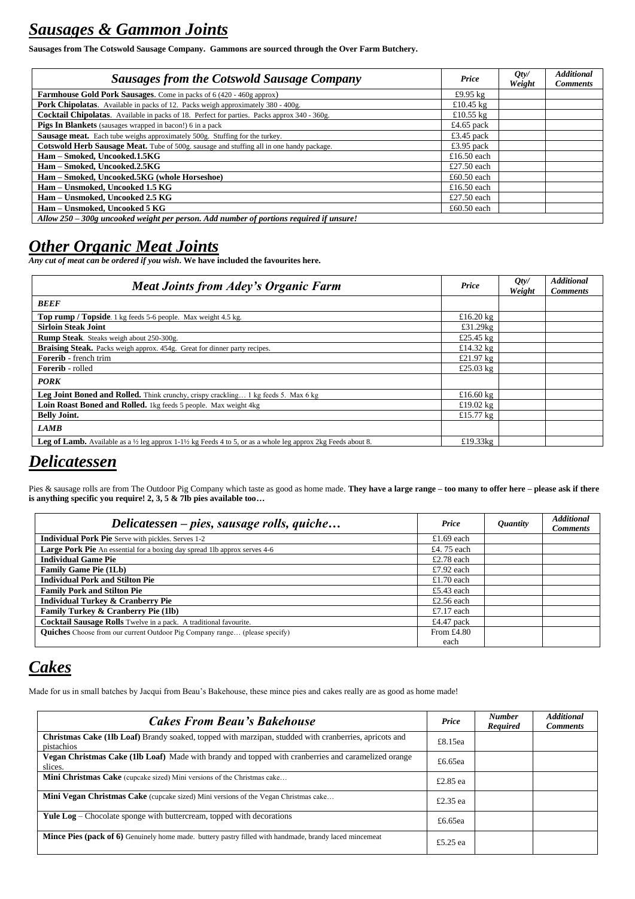# *Sausages & Gammon Joints*

**Sausages from The Cotswold Sausage Company. Gammons are sourced through the Over Farm Butchery.**

| *Sausages from the Cotswold Sausage Company* | *Price* | *Qty/ Weight* | *Additional Comments* |
|---|---|---|---|
| **Farmhouse Gold Pork Sausages**. Come in packs of 6 (420 - 460g approx) | £9.95 kg | | |
| **Pork Chipolatas**. Available in packs of 12. Packs weigh approximately 380 - 400g. | £10.45 kg | | |
| **Cocktail Chipolatas**. Available in packs of 18. Perfect for parties. Packs approx 340 - 360g. | £10.55 kg | | |
| **Pigs In Blankets** (sausages wrapped in bacon!) 6 in a pack | £4.65 pack | | |
| **Sausage meat.** Each tube weighs approximately 500g. Stuffing for the turkey. | £3.45 pack | | |
| **Cotswold Herb Sausage Meat.** Tube of 500g. sausage and stuffing all in one handy package. | £3.95 pack | | |
| **Ham – Smoked, Uncooked.1.5KG** | £16.50 each | | |
| **Ham – Smoked, Uncooked.2.5KG** | £27.50 each | | |
| **Ham – Smoked, Uncooked.5KG (whole Horseshoe)** | £60.50 each | | |
| **Ham – Unsmoked, Uncooked 1.5 KG** | £16.50 each | | |
| **Ham – Unsmoked, Uncooked 2.5 KG** | £27.50 each | | |
| **Ham – Unsmoked, Uncooked 5 KG** | £60.50 each | | |
| ***Allow 250 – 300g uncooked weight per person. Add number of portions required if unsure!*** | | | |

# *Other Organic Meat Joints*

***Any cut of meat can be ordered if you wish***. **We have included the favourites here.**

| *Meat Joints from Adey's Organic Farm* | *Price* | *Qty/ Weight* | *Additional Comments* |
|---|---|---|---|
| ***BEEF*** | | | |
| **Top rump / Topside**. 1 kg feeds 5-6 people. Max weight 4.5 kg. | £16.20 kg | | |
| **Sirloin Steak Joint** | £31.29kg | | |
| **Rump Steak**. Steaks weigh about 250-300g. | £25.45 kg | | |
| **Braising Steak.** Packs weigh approx. 454g. Great for dinner party recipes. | £14.32 kg | | |
| **Forerib** - french trim | £21.97 kg | | |
| **Forerib** - rolled | £25.03 kg | | |
| ***PORK*** | | | |
| **Leg Joint Boned and Rolled.** Think crunchy, crispy crackling… 1 kg feeds 5. Max 6 kg | £16.60 kg | | |
| **Loin Roast Boned and Rolled.** 1kg feeds 5 people. Max weight 4kg | £19.02 kg | | |
| **Belly Joint.** | £15.77 kg | | |
| ***LAMB*** | | | |
| **Leg of Lamb.** Available as a ½ leg approx 1-1½ kg Feeds 4 to 5, or as a whole leg approx 2kg Feeds about 8. | £19.33kg | | |

# *Delicatessen*

Pies & sausage rolls are from The Outdoor Pig Company which taste as good as home made. **They have a large range – too many to offer here – please ask if there is anything specific you require! 2, 3, 5 & 7lb pies available too…**

| *Delicatessen – pies, sausage rolls, quiche…* | *Price* | *Quantity* | *Additional Comments* |
|---|---|---|---|
| **Individual Pork Pie** Serve with pickles. Serves 1-2 | £1.69 each | | |
| **Large Pork Pie** An essential for a boxing day spread 1lb approx serves 4-6 | £4. 75 each | | |
| **Individual Game Pie** | £2.78 each | | |
| **Family Game Pie (1Lb)** | £7.92 each | | |
| **Individual Pork and Stilton Pie** | £1.70 each | | |
| **Family Pork and Stilton Pie** | £5.43 each | | |
| **Individual Turkey & Cranberry Pie** | £2.56 each | | |
| **Family Turkey & Cranberry Pie (1lb)** | £7.17 each | | |
| **Cocktail Sausage Rolls** Twelve in a pack. A traditional favourite. | £4.47 pack | | |
| **Quiches** Choose from our current Outdoor Pig Company range… (please specify) | From £4.80 each | | |

# *Cakes*

Made for us in small batches by Jacqui from Beau's Bakehouse, these mince pies and cakes really are as good as home made!

| *Cakes From Beau's Bakehouse* | *Price* | *Number Required* | *Additional Comments* |
|---|---|---|---|
| **Christmas Cake (1lb Loaf)** Brandy soaked, topped with marzipan, studded with cranberries, apricots and pistachios | £8.15ea | | |
| **Vegan Christmas Cake (1lb Loaf)** Made with brandy and topped with cranberries and caramelized orange slices. | £6.65ea | | |
| **Mini Christmas Cake** (cupcake sized) Mini versions of the Christmas cake… | £2.85 ea | | |
| **Mini Vegan Christmas Cake** (cupcake sized) Mini versions of the Vegan Christmas cake… | £2.35 ea | | |
| **Yule Log** – Chocolate sponge with buttercream, topped with decorations | £6.65ea | | |
| **Mince Pies (pack of 6)** Genuinely home made. buttery pastry filled with handmade, brandy laced mincemeat | £5.25 ea | | |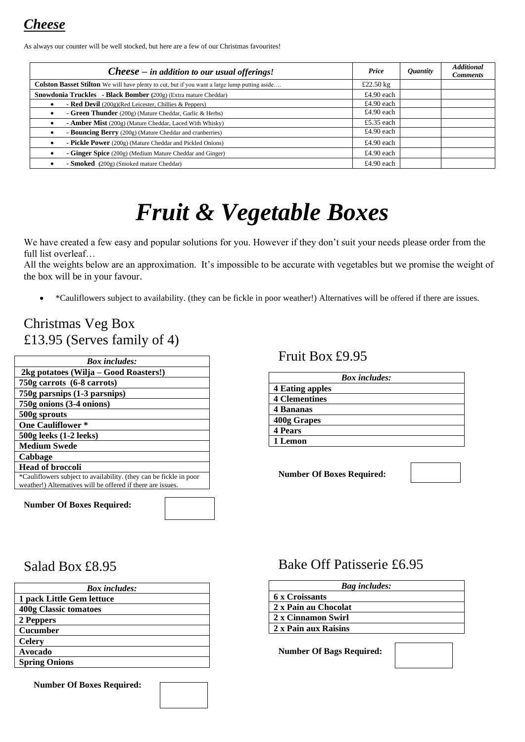## *Cheese*

As always our counter will be well stocked, but here are a few of our Christmas favourites!

| ***Cheese** – in addition to our usual offerings!* | *Price* | *Quantity* | *Additional Comments* |
|---|---|---|---|
| **Colston Basset Stilton** We will have plenty to cut, but if you want a large lump putting aside…. | £22.50 kg | | |
| **Snowdonia Truckles - Black Bomber** (200g) (Extra mature Cheddar) | £4.90 each | | |
| • - **Red Devil** (200g)(Red Leicester, Chillies & Peppers) | £4.90 each | | |
| • - **Green Thunder** (200g) (Mature Cheddar, Garlic & Herbs) | £4.90 each | | |
| • - **Amber Mist** (200g) (Mature Cheddar, Laced With Whisky) | £5.35 each | | |
| • - **Bouncing Berry** (200g) (Mature Cheddar and cranberries) | £4.90 each | | |
| • - **Pickle Power** (200g) (Mature Cheddar and Pickled Onions) | £4.90 each | | |
| • - **Ginger Spice** (200g) (Medium Mature Cheddar and Ginger) | £4.90 each | | |
| • - **Smoked** (200g) (Smoked mature Cheddar) | £4.90 each | | |

# *Fruit & Vegetable Boxes*

We have created a few easy and popular solutions for you. However if they don't suit your needs please order from the full list overleaf…

All the weights below are an approximation. It's impossible to be accurate with vegetables but we promise the weight of the box will be in your favour.

- *Cauliflowers subject to availability. (they can be fickle in poor weather!) Alternatives will be offered if there are issues.

## Christmas Veg Box £13.95 (Serves family of 4)

| *Box includes:* |
|---|
| **2kg potatoes (Wilja – Good Roasters!)** |
| **750g carrots (6-8 carrots)** |
| **750g parsnips (1-3 parsnips)** |
| **750g onions (3-4 onions)** |
| **500g sprouts** |
| **One Cauliflower *** |
| **500g leeks (1-2 leeks)** |
| **Medium Swede** |
| **Cabbage** |
| **Head of broccoli** |
| *Cauliflowers subject to availability. (they can be fickle in poor weather!) Alternatives will be offered if there are issues. |

**Number Of Boxes Required:**

## Fruit Box £9.95

| *Box includes:* |
|---|
| **4 Eating apples** |
| **4 Clementines** |
| **4 Bananas** |
| **400g Grapes** |
| **4 Pears** |
| **1 Lemon** |

**Number Of Boxes Required:**

## Salad Box £8.95

| *Box includes:* |
|---|
| **1 pack Little Gem lettuce** |
| **400g Classic tomatoes** |
| **2 Peppers** |
| **Cucumber** |
| **Celery** |
| **Avocado** |
| **Spring Onions** |

**Number Of Boxes Required:**

## Bake Off Patisserie £6.95

| *Bag includes:* |
|---|
| **6 x Croissants** |
| **2 x Pain au Chocolat** |
| **2 x Cinnamon Swirl** |
| **2 x Pain aux Raisins** |

**Number Of Bags Required:**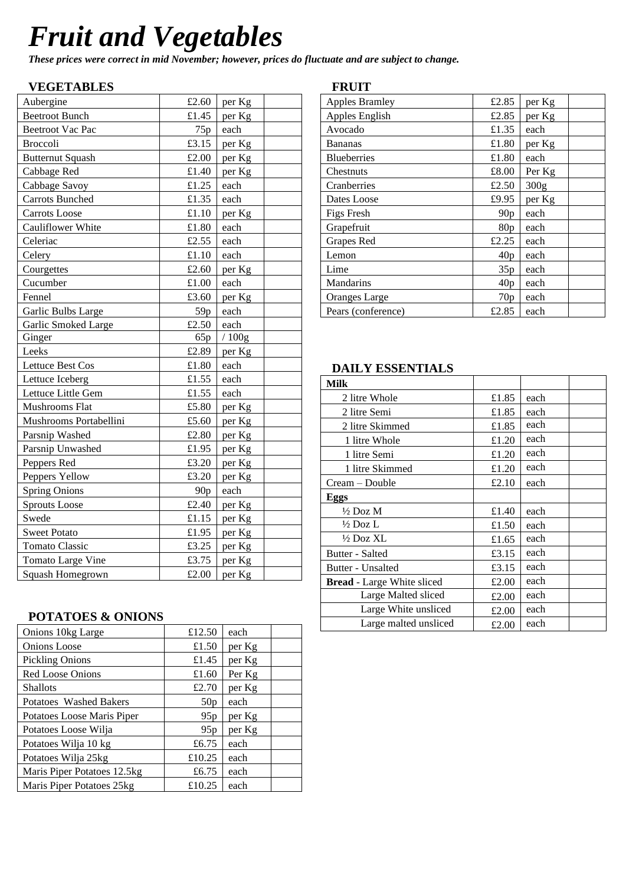# *Fruit and Vegetables*

***These prices were correct in mid November; however, prices do fluctuate and are subject to change.***

## VEGETABLES

| | | | |
|---|---|---|---|
| Aubergine | £2.60 | per Kg | |
| Beetroot Bunch | £1.45 | per Kg | |
| Beetroot Vac Pac | 75p | each | |
| Broccoli | £3.15 | per Kg | |
| Butternut Squash | £2.00 | per Kg | |
| Cabbage Red | £1.40 | per Kg | |
| Cabbage Savoy | £1.25 | each | |
| Carrots Bunched | £1.35 | each | |
| Carrots Loose | £1.10 | per Kg | |
| Cauliflower White | £1.80 | each | |
| Celeriac | £2.55 | each | |
| Celery | £1.10 | each | |
| Courgettes | £2.60 | per Kg | |
| Cucumber | £1.00 | each | |
| Fennel | £3.60 | per Kg | |
| Garlic Bulbs Large | 59p | each | |
| Garlic Smoked Large | £2.50 | each | |
| Ginger | 65p | / 100g | |
| Leeks | £2.89 | per Kg | |
| Lettuce Best Cos | £1.80 | each | |
| Lettuce Iceberg | £1.55 | each | |
| Lettuce Little Gem | £1.55 | each | |
| Mushrooms Flat | £5.80 | per Kg | |
| Mushrooms Portabellini | £5.60 | per Kg | |
| Parsnip Washed | £2.80 | per Kg | |
| Parsnip Unwashed | £1.95 | per Kg | |
| Peppers Red | £3.20 | per Kg | |
| Peppers Yellow | £3.20 | per Kg | |
| Spring Onions | 90p | each | |
| Sprouts Loose | £2.40 | per Kg | |
| Swede | £1.15 | per Kg | |
| Sweet Potato | £1.95 | per Kg | |
| Tomato Classic | £3.25 | per Kg | |
| Tomato Large Vine | £3.75 | per Kg | |
| Squash Homegrown | £2.00 | per Kg | |

## POTATOES & ONIONS

| | | | |
|---|---|---|---|
| Onions 10kg Large | £12.50 | each | |
| Onions Loose | £1.50 | per Kg | |
| Pickling Onions | £1.45 | per Kg | |
| Red Loose Onions | £1.60 | Per Kg | |
| Shallots | £2.70 | per Kg | |
| Potatoes Washed Bakers | 50p | each | |
| Potatoes Loose Maris Piper | 95p | per Kg | |
| Potatoes Loose Wilja | 95p | per Kg | |
| Potatoes Wilja 10 kg | £6.75 | each | |
| Potatoes Wilja 25kg | £10.25 | each | |
| Maris Piper Potatoes 12.5kg | £6.75 | each | |
| Maris Piper Potatoes 25kg | £10.25 | each | |

## FRUIT

| | | | |
|---|---|---|---|
| Apples Bramley | £2.85 | per Kg | |
| Apples English | £2.85 | per Kg | |
| Avocado | £1.35 | each | |
| Bananas | £1.80 | per Kg | |
| Blueberries | £1.80 | each | |
| Chestnuts | £8.00 | Per Kg | |
| Cranberries | £2.50 | 300g | |
| Dates Loose | £9.95 | per Kg | |
| Figs Fresh | 90p | each | |
| Grapefruit | 80p | each | |
| Grapes Red | £2.25 | each | |
| Lemon | 40p | each | |
| Lime | 35p | each | |
| Mandarins | 40p | each | |
| Oranges Large | 70p | each | |
| Pears (conference) | £2.85 | each | |

## DAILY ESSENTIALS

| | | | |
|---|---|---|---|
| **Milk** | | | |
| 2 litre Whole | £1.85 | each | |
| 2 litre Semi | £1.85 | each | |
| 2 litre Skimmed | £1.85 | each | |
| 1 litre Whole | £1.20 | each | |
| 1 litre Semi | £1.20 | each | |
| 1 litre Skimmed | £1.20 | each | |
| Cream – Double | £2.10 | each | |
| **Eggs** | | | |
| ½ Doz M | £1.40 | each | |
| ½ Doz L | £1.50 | each | |
| ½ Doz XL | £1.65 | each | |
| Butter - Salted | £3.15 | each | |
| Butter - Unsalted | £3.15 | each | |
| **Bread** - Large White sliced | £2.00 | each | |
| Large Malted sliced | £2.00 | each | |
| Large White unsliced | £2.00 | each | |
| Large malted unsliced | £2.00 | each | |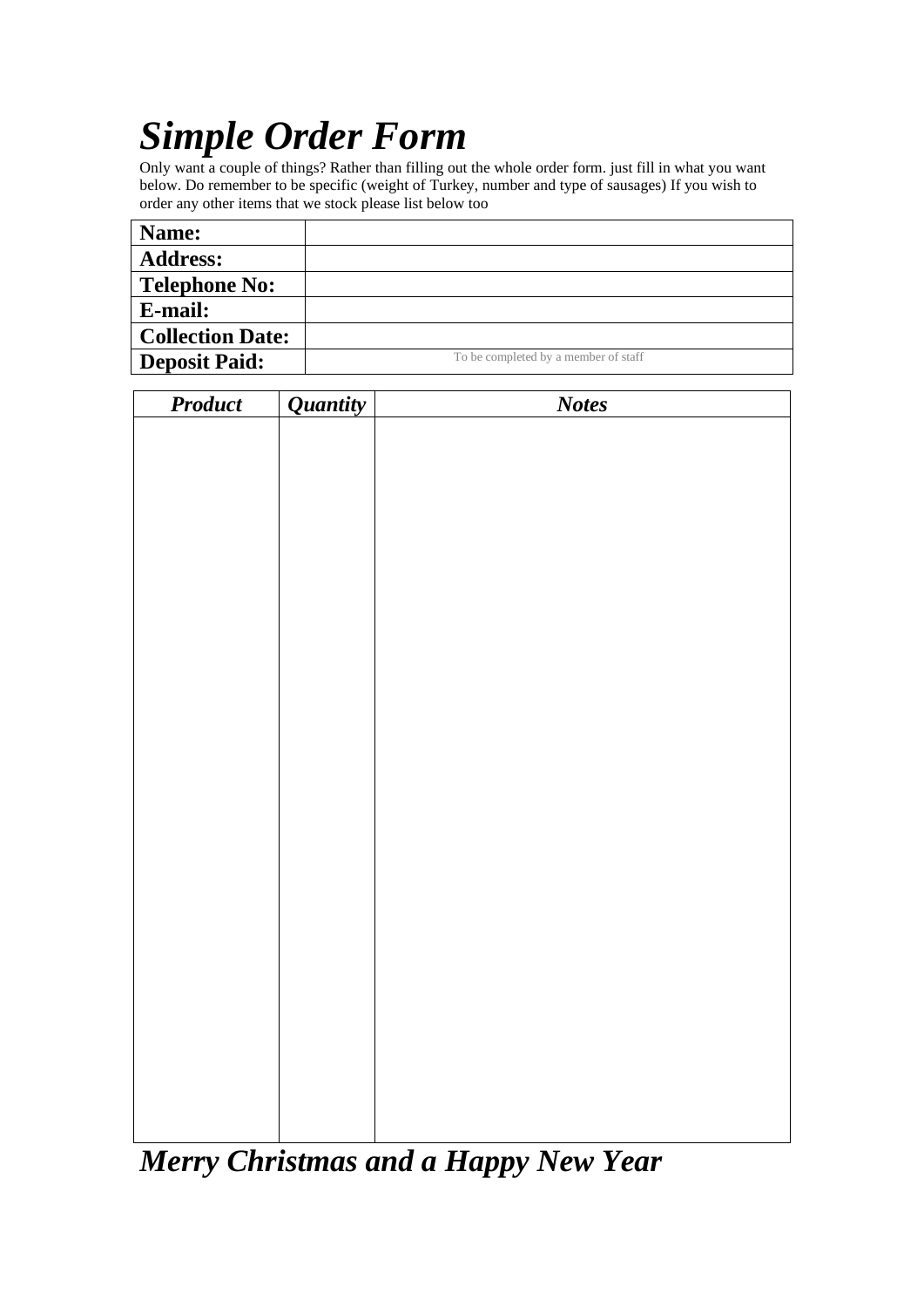# *Simple Order Form*

Only want a couple of things? Rather than filling out the whole order form. just fill in what you want below. Do remember to be specific (weight of Turkey, number and type of sausages) If you wish to order any other items that we stock please list below too

| | |
|---|---|
| **Name:** | |
| **Address:** | |
| **Telephone No:** | |
| **E-mail:** | |
| **Collection Date:** | |
| **Deposit Paid:** | To be completed by a member of staff |

| ***Product*** | ***Quantity*** | ***Notes*** |
|---|---|---|
| | | |

## *Merry Christmas and a Happy New Year*